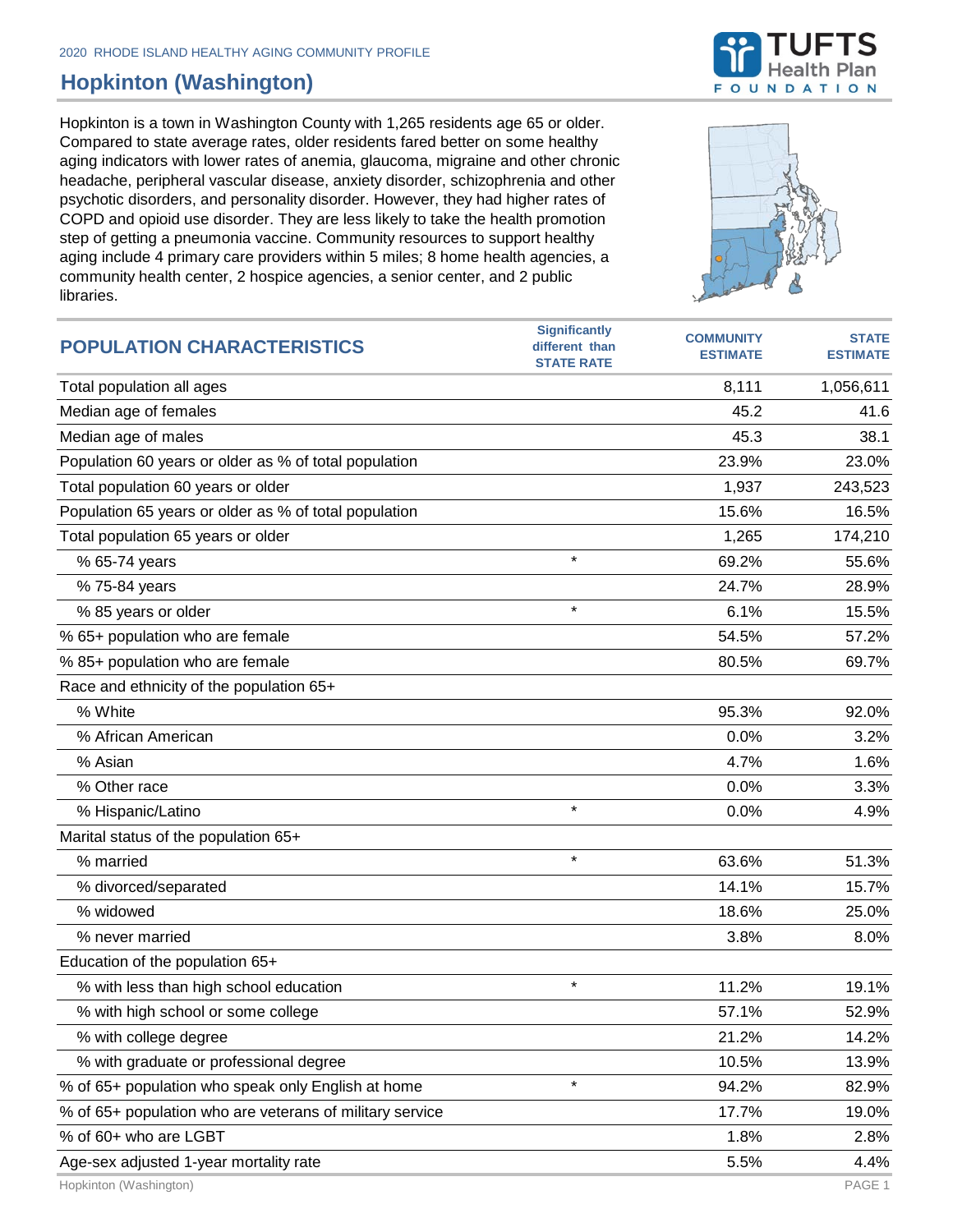2020 RHODE ISLAND HEALTHY AGING COMMUNITY PROFILE

# Hopkinton (Washington)

Hopkinton is a town in Washington County with 1,265 residents age 65 or older. Compared to state average rates, older residents fared better on some healthy aging indicators with lower rates of anemia, glaucoma, migraine and other chronic headache, peripheral vascular disease, anxiety disorder, schizophrenia and other psychotic disorders, and personality disorder. However, they had higher rates of COPD and opioid use disorder. They are less likely to take the health promotion step of getting a pneumonia vaccine. Community resources to support healthy aging include 4 primary care providers within 5 miles; 8 home health agencies, a community health center, 2 hospice agencies, a senior center, and 2 public libraries.

| POPULATION CHARACTERISTICS | Significantly different than STATE RATE | COMMUNITY ESTIMATE | STATE ESTIMATE |
|---|---|---|---|
| Total population all ages | | 8,111 | 1,056,611 |
| Median age of females | | 45.2 | 41.6 |
| Median age of males | | 45.3 | 38.1 |
| Population 60 years or older as % of total population | | 23.9% | 23.0% |
| Total population 60 years or older | | 1,937 | 243,523 |
| Population 65 years or older as % of total population | | 15.6% | 16.5% |
| Total population 65 years or older | | 1,265 | 174,210 |
| % 65-74 years | * | 69.2% | 55.6% |
| % 75-84 years | | 24.7% | 28.9% |
| % 85 years or older | * | 6.1% | 15.5% |
| % 65+ population who are female | | 54.5% | 57.2% |
| % 85+ population who are female | | 80.5% | 69.7% |
| Race and ethnicity of the population 65+ | | | |
| % White | | 95.3% | 92.0% |
| % African American | | 0.0% | 3.2% |
| % Asian | | 4.7% | 1.6% |
| % Other race | | 0.0% | 3.3% |
| % Hispanic/Latino | * | 0.0% | 4.9% |
| Marital status of the population 65+ | | | |
| % married | * | 63.6% | 51.3% |
| % divorced/separated | | 14.1% | 15.7% |
| % widowed | | 18.6% | 25.0% |
| % never married | | 3.8% | 8.0% |
| Education of the population 65+ | | | |
| % with less than high school education | * | 11.2% | 19.1% |
| % with high school or some college | | 57.1% | 52.9% |
| % with college degree | | 21.2% | 14.2% |
| % with graduate or professional degree | | 10.5% | 13.9% |
| % of 65+ population who speak only English at home | * | 94.2% | 82.9% |
| % of 65+ population who are veterans of military service | | 17.7% | 19.0% |
| % of 60+ who are LGBT | | 1.8% | 2.8% |
| Age-sex adjusted 1-year mortality rate | | 5.5% | 4.4% |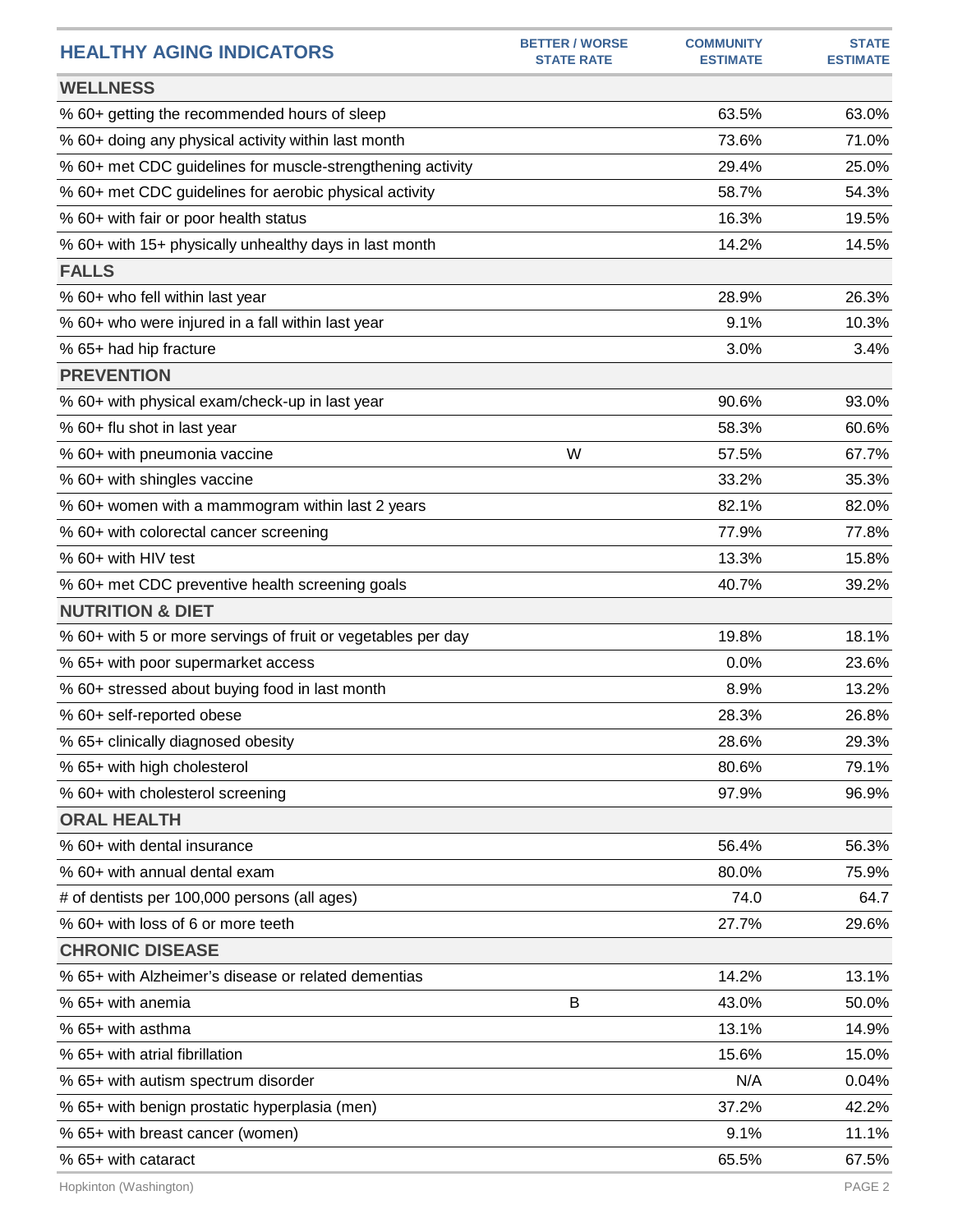| HEALTHY AGING INDICATORS | BETTER / WORSE STATE RATE | COMMUNITY ESTIMATE | STATE ESTIMATE |
|---|---|---|---|
| **WELLNESS** | | | |
| % 60+ getting the recommended hours of sleep | | 63.5% | 63.0% |
| % 60+ doing any physical activity within last month | | 73.6% | 71.0% |
| % 60+ met CDC guidelines for muscle-strengthening activity | | 29.4% | 25.0% |
| % 60+ met CDC guidelines for aerobic physical activity | | 58.7% | 54.3% |
| % 60+ with fair or poor health status | | 16.3% | 19.5% |
| % 60+ with 15+ physically unhealthy days in last month | | 14.2% | 14.5% |
| **FALLS** | | | |
| % 60+ who fell within last year | | 28.9% | 26.3% |
| % 60+ who were injured in a fall within last year | | 9.1% | 10.3% |
| % 65+ had hip fracture | | 3.0% | 3.4% |
| **PREVENTION** | | | |
| % 60+ with physical exam/check-up in last year | | 90.6% | 93.0% |
| % 60+ flu shot in last year | | 58.3% | 60.6% |
| % 60+ with pneumonia vaccine | W | 57.5% | 67.7% |
| % 60+ with shingles vaccine | | 33.2% | 35.3% |
| % 60+ women with a mammogram within last 2 years | | 82.1% | 82.0% |
| % 60+ with colorectal cancer screening | | 77.9% | 77.8% |
| % 60+ with HIV test | | 13.3% | 15.8% |
| % 60+ met CDC preventive health screening goals | | 40.7% | 39.2% |
| **NUTRITION & DIET** | | | |
| % 60+ with 5 or more servings of fruit or vegetables per day | | 19.8% | 18.1% |
| % 65+ with poor supermarket access | | 0.0% | 23.6% |
| % 60+ stressed about buying food in last month | | 8.9% | 13.2% |
| % 60+ self-reported obese | | 28.3% | 26.8% |
| % 65+ clinically diagnosed obesity | | 28.6% | 29.3% |
| % 65+ with high cholesterol | | 80.6% | 79.1% |
| % 60+ with cholesterol screening | | 97.9% | 96.9% |
| **ORAL HEALTH** | | | |
| % 60+ with dental insurance | | 56.4% | 56.3% |
| % 60+ with annual dental exam | | 80.0% | 75.9% |
| # of dentists per 100,000 persons (all ages) | | 74.0 | 64.7 |
| % 60+ with loss of 6 or more teeth | | 27.7% | 29.6% |
| **CHRONIC DISEASE** | | | |
| % 65+ with Alzheimer's disease or related dementias | | 14.2% | 13.1% |
| % 65+ with anemia | B | 43.0% | 50.0% |
| % 65+ with asthma | | 13.1% | 14.9% |
| % 65+ with atrial fibrillation | | 15.6% | 15.0% |
| % 65+ with autism spectrum disorder | | N/A | 0.04% |
| % 65+ with benign prostatic hyperplasia (men) | | 37.2% | 42.2% |
| % 65+ with breast cancer (women) | | 9.1% | 11.1% |
| % 65+ with cataract | | 65.5% | 67.5% |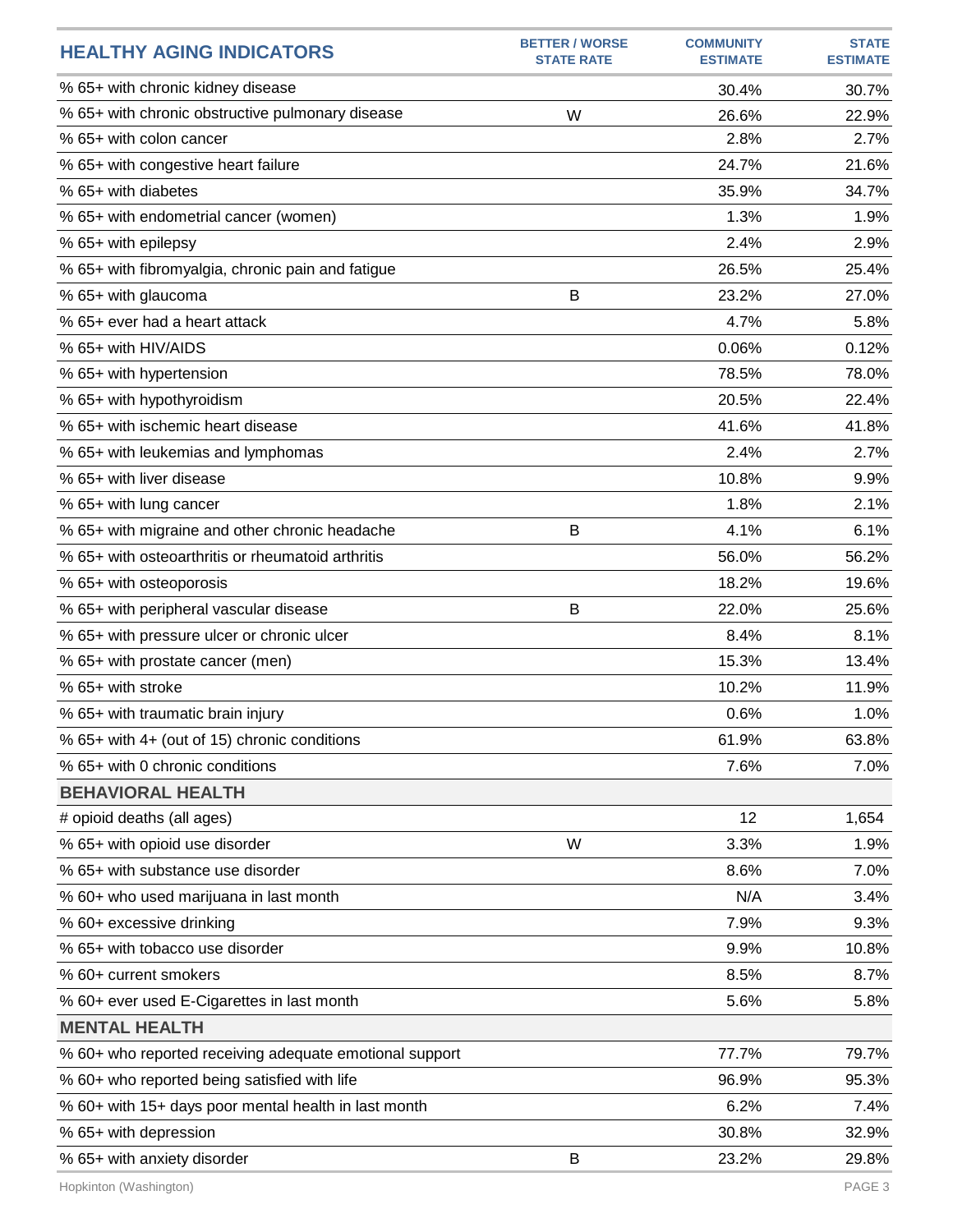| HEALTHY AGING INDICATORS | BETTER / WORSE STATE RATE | COMMUNITY ESTIMATE | STATE ESTIMATE |
|---|---|---|---|
| % 65+ with chronic kidney disease | | 30.4% | 30.7% |
| % 65+ with chronic obstructive pulmonary disease | W | 26.6% | 22.9% |
| % 65+ with colon cancer | | 2.8% | 2.7% |
| % 65+ with congestive heart failure | | 24.7% | 21.6% |
| % 65+ with diabetes | | 35.9% | 34.7% |
| % 65+ with endometrial cancer (women) | | 1.3% | 1.9% |
| % 65+ with epilepsy | | 2.4% | 2.9% |
| % 65+ with fibromyalgia, chronic pain and fatigue | | 26.5% | 25.4% |
| % 65+ with glaucoma | B | 23.2% | 27.0% |
| % 65+ ever had a heart attack | | 4.7% | 5.8% |
| % 65+ with HIV/AIDS | | 0.06% | 0.12% |
| % 65+ with hypertension | | 78.5% | 78.0% |
| % 65+ with hypothyroidism | | 20.5% | 22.4% |
| % 65+ with ischemic heart disease | | 41.6% | 41.8% |
| % 65+ with leukemias and lymphomas | | 2.4% | 2.7% |
| % 65+ with liver disease | | 10.8% | 9.9% |
| % 65+ with lung cancer | | 1.8% | 2.1% |
| % 65+ with migraine and other chronic headache | B | 4.1% | 6.1% |
| % 65+ with osteoarthritis or rheumatoid arthritis | | 56.0% | 56.2% |
| % 65+ with osteoporosis | | 18.2% | 19.6% |
| % 65+ with peripheral vascular disease | B | 22.0% | 25.6% |
| % 65+ with pressure ulcer or chronic ulcer | | 8.4% | 8.1% |
| % 65+ with prostate cancer (men) | | 15.3% | 13.4% |
| % 65+ with stroke | | 10.2% | 11.9% |
| % 65+ with traumatic brain injury | | 0.6% | 1.0% |
| % 65+ with 4+ (out of 15) chronic conditions | | 61.9% | 63.8% |
| % 65+ with 0 chronic conditions | | 7.6% | 7.0% |
| **BEHAVIORAL HEALTH** | | | |
| # opioid deaths (all ages) | | 12 | 1,654 |
| % 65+ with opioid use disorder | W | 3.3% | 1.9% |
| % 65+ with substance use disorder | | 8.6% | 7.0% |
| % 60+ who used marijuana in last month | | N/A | 3.4% |
| % 60+ excessive drinking | | 7.9% | 9.3% |
| % 65+ with tobacco use disorder | | 9.9% | 10.8% |
| % 60+ current smokers | | 8.5% | 8.7% |
| % 60+ ever used E-Cigarettes in last month | | 5.6% | 5.8% |
| **MENTAL HEALTH** | | | |
| % 60+ who reported receiving adequate emotional support | | 77.7% | 79.7% |
| % 60+ who reported being satisfied with life | | 96.9% | 95.3% |
| % 60+ with 15+ days poor mental health in last month | | 6.2% | 7.4% |
| % 65+ with depression | | 30.8% | 32.9% |
| % 65+ with anxiety disorder | B | 23.2% | 29.8% |

Hopkinton (Washington)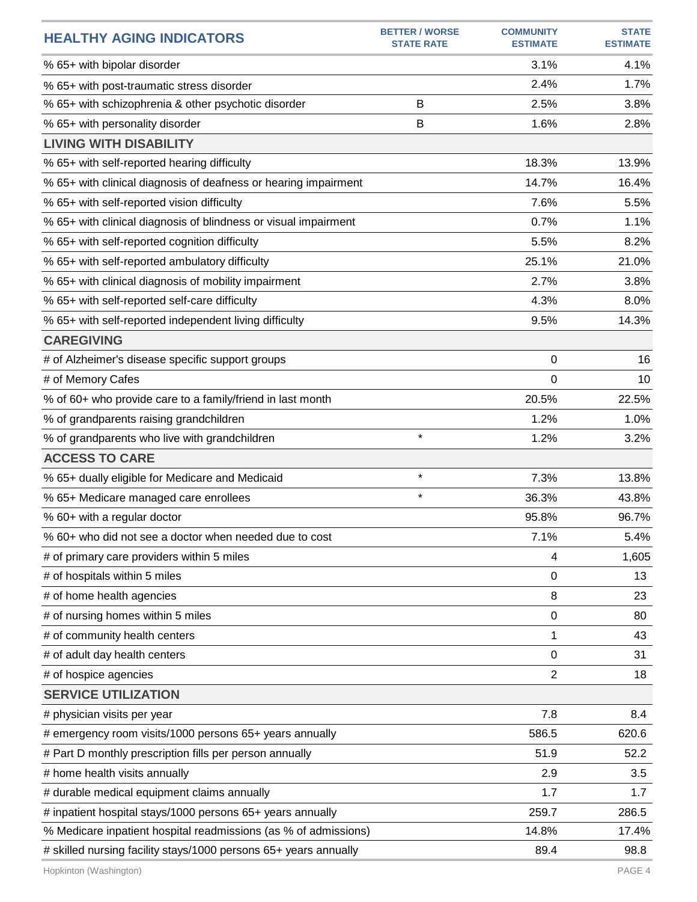| HEALTHY AGING INDICATORS | BETTER / WORSE STATE RATE | COMMUNITY ESTIMATE | STATE ESTIMATE |
|---|---|---|---|
| % 65+ with bipolar disorder | | 3.1% | 4.1% |
| % 65+ with post-traumatic stress disorder | | 2.4% | 1.7% |
| % 65+ with schizophrenia & other psychotic disorder | B | 2.5% | 3.8% |
| % 65+ with personality disorder | B | 1.6% | 2.8% |
| **LIVING WITH DISABILITY** | | | |
| % 65+ with self-reported hearing difficulty | | 18.3% | 13.9% |
| % 65+ with clinical diagnosis of deafness or hearing impairment | | 14.7% | 16.4% |
| % 65+ with self-reported vision difficulty | | 7.6% | 5.5% |
| % 65+ with clinical diagnosis of blindness or visual impairment | | 0.7% | 1.1% |
| % 65+ with self-reported cognition difficulty | | 5.5% | 8.2% |
| % 65+ with self-reported ambulatory difficulty | | 25.1% | 21.0% |
| % 65+ with clinical diagnosis of mobility impairment | | 2.7% | 3.8% |
| % 65+ with self-reported self-care difficulty | | 4.3% | 8.0% |
| % 65+ with self-reported independent living difficulty | | 9.5% | 14.3% |
| **CAREGIVING** | | | |
| # of Alzheimer's disease specific support groups | | 0 | 16 |
| # of Memory Cafes | | 0 | 10 |
| % of 60+ who provide care to a family/friend in last month | | 20.5% | 22.5% |
| % of grandparents raising grandchildren | | 1.2% | 1.0% |
| % of grandparents who live with grandchildren | * | 1.2% | 3.2% |
| **ACCESS TO CARE** | | | |
| % 65+ dually eligible for Medicare and Medicaid | * | 7.3% | 13.8% |
| % 65+ Medicare managed care enrollees | * | 36.3% | 43.8% |
| % 60+ with a regular doctor | | 95.8% | 96.7% |
| % 60+ who did not see a doctor when needed due to cost | | 7.1% | 5.4% |
| # of primary care providers within 5 miles | | 4 | 1,605 |
| # of hospitals within 5 miles | | 0 | 13 |
| # of home health agencies | | 8 | 23 |
| # of nursing homes within 5 miles | | 0 | 80 |
| # of community health centers | | 1 | 43 |
| # of adult day health centers | | 0 | 31 |
| # of hospice agencies | | 2 | 18 |
| **SERVICE UTILIZATION** | | | |
| # physician visits per year | | 7.8 | 8.4 |
| # emergency room visits/1000 persons 65+ years annually | | 586.5 | 620.6 |
| # Part D monthly prescription fills per person annually | | 51.9 | 52.2 |
| # home health visits annually | | 2.9 | 3.5 |
| # durable medical equipment claims annually | | 1.7 | 1.7 |
| # inpatient hospital stays/1000 persons 65+ years annually | | 259.7 | 286.5 |
| % Medicare inpatient hospital readmissions (as % of admissions) | | 14.8% | 17.4% |
| # skilled nursing facility stays/1000 persons 65+ years annually | | 89.4 | 98.8 |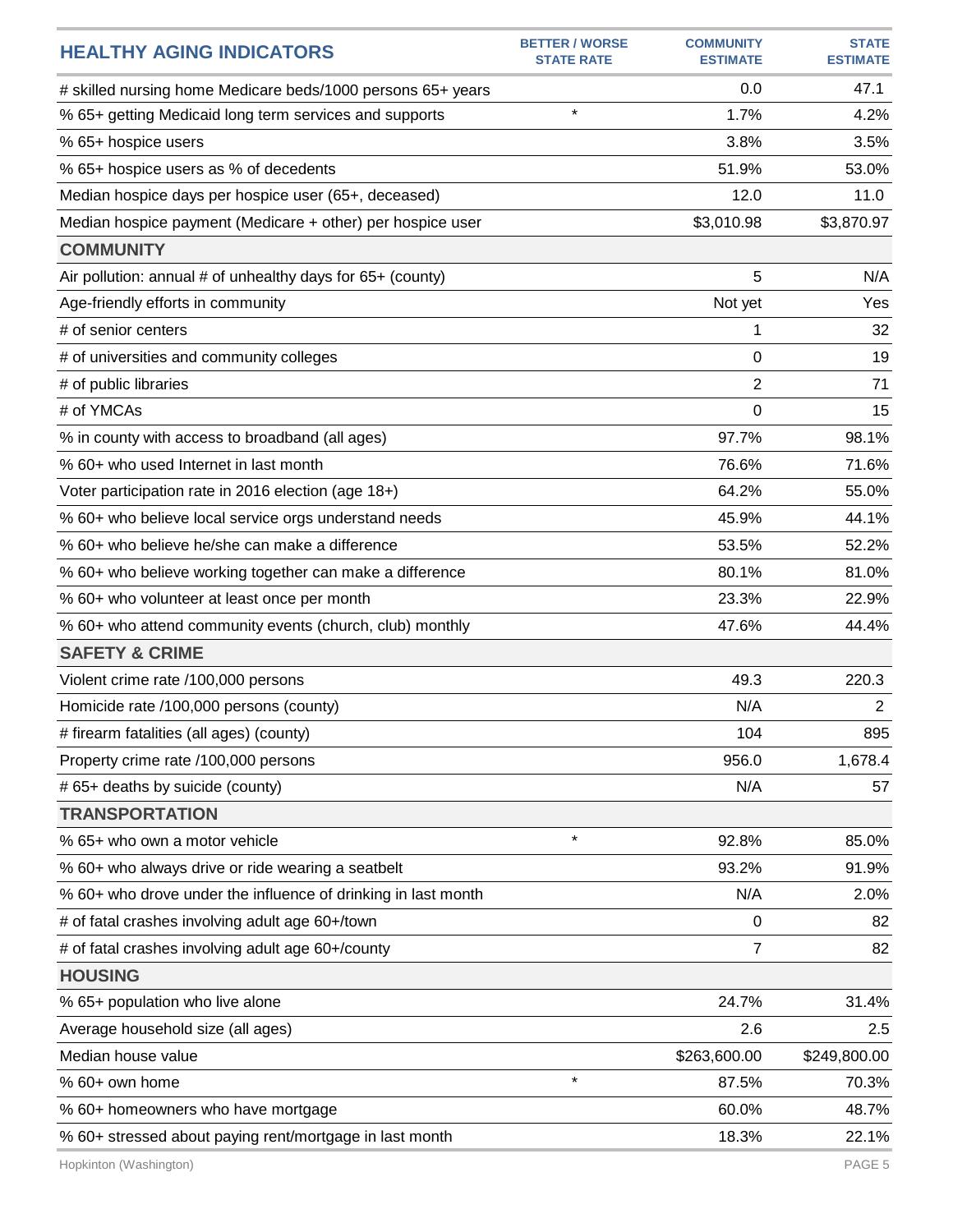| HEALTHY AGING INDICATORS | BETTER / WORSE STATE RATE | COMMUNITY ESTIMATE | STATE ESTIMATE |
|---|---|---|---|
| # skilled nursing home Medicare beds/1000 persons 65+ years | | 0.0 | 47.1 |
| % 65+ getting Medicaid long term services and supports | * | 1.7% | 4.2% |
| % 65+ hospice users | | 3.8% | 3.5% |
| % 65+ hospice users as % of decedents | | 51.9% | 53.0% |
| Median hospice days per hospice user (65+, deceased) | | 12.0 | 11.0 |
| Median hospice payment (Medicare + other) per hospice user | | $3,010.98 | $3,870.97 |
| **COMMUNITY** | | | |
| Air pollution: annual # of unhealthy days for 65+ (county) | | 5 | N/A |
| Age-friendly efforts in community | | Not yet | Yes |
| # of senior centers | | 1 | 32 |
| # of universities and community colleges | | 0 | 19 |
| # of public libraries | | 2 | 71 |
| # of YMCAs | | 0 | 15 |
| % in county with access to broadband (all ages) | | 97.7% | 98.1% |
| % 60+ who used Internet in last month | | 76.6% | 71.6% |
| Voter participation rate in 2016 election (age 18+) | | 64.2% | 55.0% |
| % 60+ who believe local service orgs understand needs | | 45.9% | 44.1% |
| % 60+ who believe he/she can make a difference | | 53.5% | 52.2% |
| % 60+ who believe working together can make a difference | | 80.1% | 81.0% |
| % 60+ who volunteer at least once per month | | 23.3% | 22.9% |
| % 60+ who attend community events (church, club) monthly | | 47.6% | 44.4% |
| **SAFETY & CRIME** | | | |
| Violent crime rate /100,000 persons | | 49.3 | 220.3 |
| Homicide rate /100,000 persons (county) | | N/A | 2 |
| # firearm fatalities (all ages) (county) | | 104 | 895 |
| Property crime rate /100,000 persons | | 956.0 | 1,678.4 |
| # 65+ deaths by suicide (county) | | N/A | 57 |
| **TRANSPORTATION** | | | |
| % 65+ who own a motor vehicle | * | 92.8% | 85.0% |
| % 60+ who always drive or ride wearing a seatbelt | | 93.2% | 91.9% |
| % 60+ who drove under the influence of drinking in last month | | N/A | 2.0% |
| # of fatal crashes involving adult age 60+/town | | 0 | 82 |
| # of fatal crashes involving adult age 60+/county | | 7 | 82 |
| **HOUSING** | | | |
| % 65+ population who live alone | | 24.7% | 31.4% |
| Average household size (all ages) | | 2.6 | 2.5 |
| Median house value | | $263,600.00 | $249,800.00 |
| % 60+ own home | * | 87.5% | 70.3% |
| % 60+ homeowners who have mortgage | | 60.0% | 48.7% |
| % 60+ stressed about paying rent/mortgage in last month | | 18.3% | 22.1% |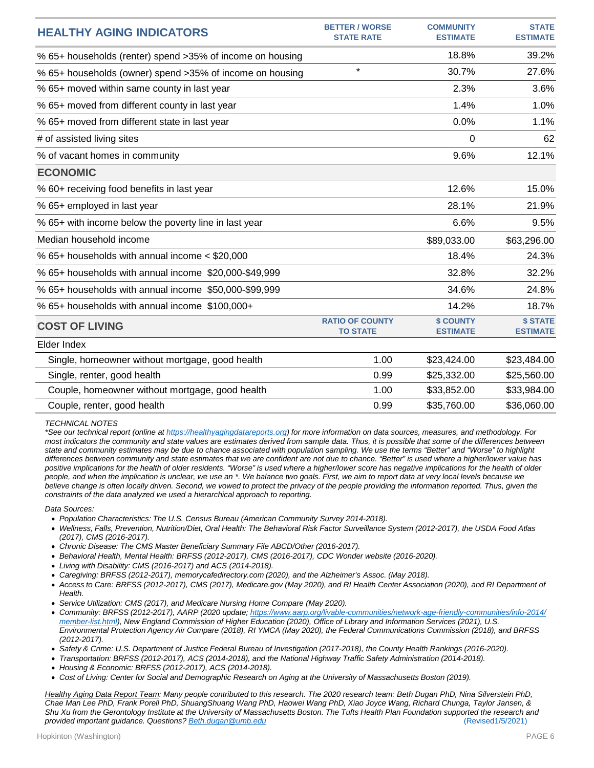| HEALTHY AGING INDICATORS | BETTER / WORSE STATE RATE | COMMUNITY ESTIMATE | STATE ESTIMATE |
|---|---|---|---|
| % 65+ households (renter) spend >35% of income on housing | | 18.8% | 39.2% |
| % 65+ households (owner) spend >35% of income on housing | * | 30.7% | 27.6% |
| % 65+ moved within same county in last year | | 2.3% | 3.6% |
| % 65+ moved from different county in last year | | 1.4% | 1.0% |
| % 65+ moved from different state in last year | | 0.0% | 1.1% |
| # of assisted living sites | | 0 | 62 |
| % of vacant homes in community | | 9.6% | 12.1% |
| **ECONOMIC** | | | |
| % 60+ receiving food benefits in last year | | 12.6% | 15.0% |
| % 65+ employed in last year | | 28.1% | 21.9% |
| % 65+ with income below the poverty line in last year | | 6.6% | 9.5% |
| Median household income | | $89,033.00 | $63,296.00 |
| % 65+ households with annual income < $20,000 | | 18.4% | 24.3% |
| % 65+ households with annual income $20,000-$49,999 | | 32.8% | 32.2% |
| % 65+ households with annual income $50,000-$99,999 | | 34.6% | 24.8% |
| % 65+ households with annual income $100,000+ | | 14.2% | 18.7% |

| COST OF LIVING | RATIO OF COUNTY TO STATE | $ COUNTY ESTIMATE | $ STATE ESTIMATE |
|---|---|---|---|
| Elder Index | | | |
| Single, homeowner without mortgage, good health | 1.00 | $23,424.00 | $23,484.00 |
| Single, renter, good health | 0.99 | $25,332.00 | $25,560.00 |
| Couple, homeowner without mortgage, good health | 1.00 | $33,852.00 | $33,984.00 |
| Couple, renter, good health | 0.99 | $35,760.00 | $36,060.00 |

*TECHNICAL NOTES*

**See our technical report (online at https://healthyagingdatareports.org) for more information on data sources, measures, and methodology. For most indicators the community and state values are estimates derived from sample data. Thus, it is possible that some of the differences between state and community estimates may be due to chance associated with population sampling. We use the terms "Better" and "Worse" to highlight differences between community and state estimates that we are confident are not due to chance. "Better" is used where a higher/lower value has positive implications for the health of older residents. "Worse" is used where a higher/lower score has negative implications for the health of older people, and when the implication is unclear, we use an *. We balance two goals. First, we aim to report data at very local levels because we believe change is often locally driven. Second, we vowed to protect the privacy of the people providing the information reported. Thus, given the constraints of the data analyzed we used a hierarchical approach to reporting.*

*Data Sources:*

- *Population Characteristics: The U.S. Census Bureau (American Community Survey 2014-2018).*
- *Wellness, Falls, Prevention, Nutrition/Diet, Oral Health: The Behavioral Risk Factor Surveillance System (2012-2017), the USDA Food Atlas (2017), CMS (2016-2017).*
- *Chronic Disease: The CMS Master Beneficiary Summary File ABCD/Other (2016-2017).*
- *Behavioral Health, Mental Health: BRFSS (2012-2017), CMS (2016-2017), CDC Wonder website (2016-2020).*
- *Living with Disability: CMS (2016-2017) and ACS (2014-2018).*
- *Caregiving: BRFSS (2012-2017), memorycafedirectory.com (2020), and the Alzheimer's Assoc. (May 2018).*
- *Access to Care: BRFSS (2012-2017), CMS (2017), Medicare.gov (May 2020), and RI Health Center Association (2020), and RI Department of Health.*
- *Service Utilization: CMS (2017), and Medicare Nursing Home Compare (May 2020).*
- *Community: BRFSS (2012-2017), AARP (2020 update; https://www.aarp.org/livable-communities/network-age-friendly-communities/info-2014/member-list.html), New England Commission of Higher Education (2020), Office of Library and Information Services (2021), U.S. Environmental Protection Agency Air Compare (2018), RI YMCA (May 2020), the Federal Communications Commission (2018), and BRFSS (2012-2017).*
- *Safety & Crime: U.S. Department of Justice Federal Bureau of Investigation (2017-2018), the County Health Rankings (2016-2020).*
- *Transportation: BRFSS (2012-2017), ACS (2014-2018), and the National Highway Traffic Safety Administration (2014-2018).*
- *Housing & Economic: BRFSS (2012-2017), ACS (2014-2018).*
- *Cost of Living: Center for Social and Demographic Research on Aging at the University of Massachusetts Boston (2019).*

*Healthy Aging Data Report Team: Many people contributed to this research. The 2020 research team: Beth Dugan PhD, Nina Silverstein PhD, Chae Man Lee PhD, Frank Porell PhD, ShuangShuang Wang PhD, Haowei Wang PhD, Xiao Joyce Wang, Richard Chunga, Taylor Jansen, & Shu Xu from the Gerontology Institute at the University of Massachusetts Boston. The Tufts Health Plan Foundation supported the research and provided important guidance. Questions? Beth.dugan@umb.edu* (Revised1/5/2021)

Hopkinton (Washington)